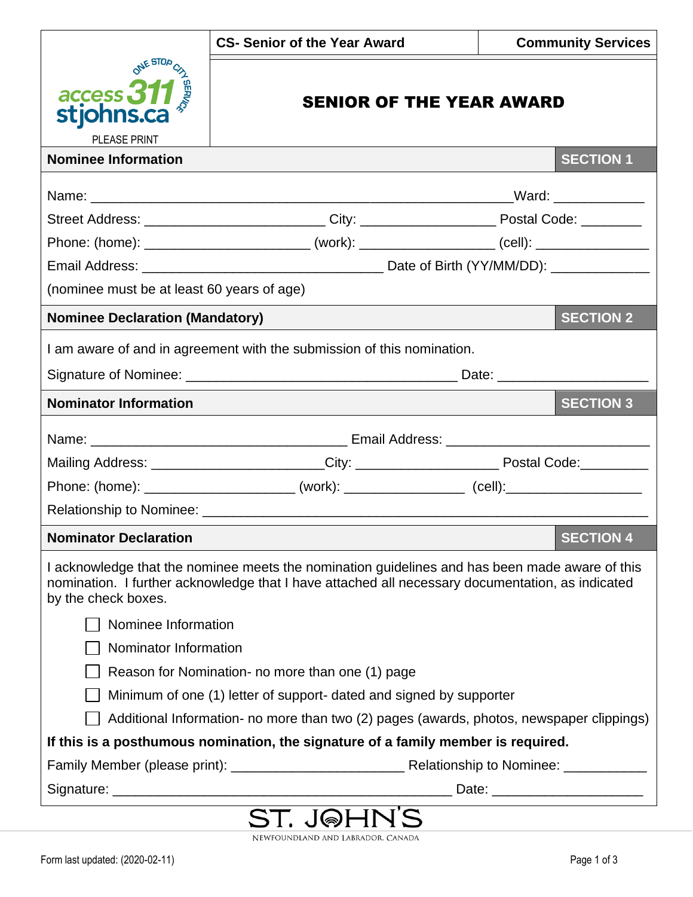| access311 stjohns.ca ONE STOP CITY SERVICE PLEASE PRINT | CS- Senior of the Year Award | Community Services |
|---|---|---|

# SENIOR OF THE YEAR AWARD

## Nominee Information — SECTION 1

Name: ________________________________________________________ Ward: ____________

Street Address: ________________________ City: _________________ Postal Code: ________

Phone: (home): _____________________ (work): _________________ (cell): _______________

Email Address: ________________________________ Date of Birth (YY/MM/DD): _____________

(nominee must be at least 60 years of age)

## Nominee Declaration (Mandatory) — SECTION 2

I am aware of and in agreement with the submission of this nomination.

Signature of Nominee: ____________________________________ Date: ____________________

## Nominator Information — SECTION 3

Name: __________________________________ Email Address: ___________________________

Mailing Address: ______________________City: ___________________ Postal Code:_________

Phone: (home): ___________________ (work): _______________ (cell):__________________

Relationship to Nominee: ____________________________________________________________

## Nominator Declaration — SECTION 4

I acknowledge that the nominee meets the nomination guidelines and has been made aware of this nomination. I further acknowledge that I have attached all necessary documentation, as indicated by the check boxes.

- ☐ Nominee Information
- ☐ Nominator Information
- ☐ Reason for Nomination- no more than one (1) page
- ☐ Minimum of one (1) letter of support- dated and signed by supporter
- ☐ Additional Information- no more than two (2) pages (awards, photos, newspaper clippings)

**If this is a posthumous nomination, the signature of a family member is required.**

Family Member (please print): _______________________ Relationship to Nominee: ___________

Signature: _____________________________________________ Date: ____________________

ST. JOHN'S
NEWFOUNDLAND AND LABRADOR, CANADA

Form last updated: (2020-02-11)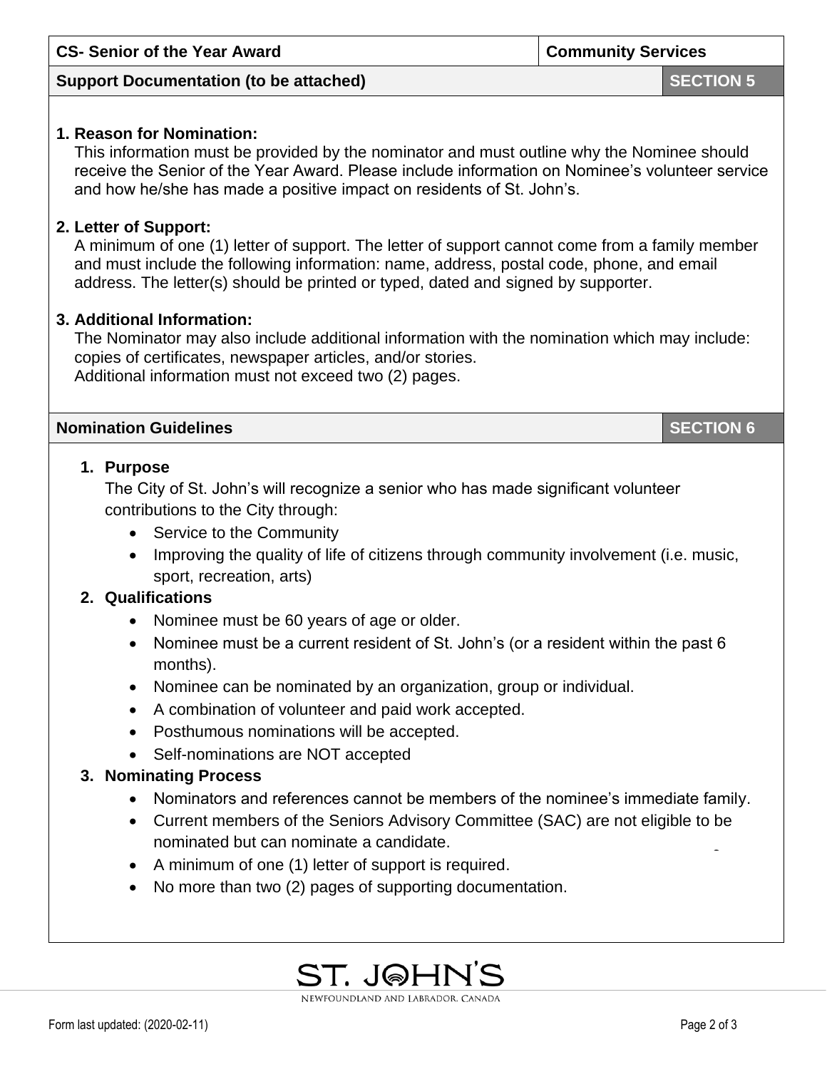| CS- Senior of the Year Award | Community Services |
| --- | --- |

## Support Documentation (to be attached) — SECTION 5

**1. Reason for Nomination:**
This information must be provided by the nominator and must outline why the Nominee should receive the Senior of the Year Award. Please include information on Nominee's volunteer service and how he/she has made a positive impact on residents of St. John's.

**2. Letter of Support:**
A minimum of one (1) letter of support. The letter of support cannot come from a family member and must include the following information: name, address, postal code, phone, and email address. The letter(s) should be printed or typed, dated and signed by supporter.

**3. Additional Information:**
The Nominator may also include additional information with the nomination which may include: copies of certificates, newspaper articles, and/or stories.
Additional information must not exceed two (2) pages.

## Nomination Guidelines — SECTION 6

1. **Purpose**
   The City of St. John's will recognize a senior who has made significant volunteer contributions to the City through:
   - Service to the Community
   - Improving the quality of life of citizens through community involvement (i.e. music, sport, recreation, arts)
2. **Qualifications**
   - Nominee must be 60 years of age or older.
   - Nominee must be a current resident of St. John's (or a resident within the past 6 months).
   - Nominee can be nominated by an organization, group or individual.
   - A combination of volunteer and paid work accepted.
   - Posthumous nominations will be accepted.
   - Self-nominations are NOT accepted
3. **Nominating Process**
   - Nominators and references cannot be members of the nominee's immediate family.
   - Current members of the Seniors Advisory Committee (SAC) are not eligible to be nominated but can nominate a candidate.
   - A minimum of one (1) letter of support is required.
   - No more than two (2) pages of supporting documentation.

ST. JOHN'S
NEWFOUNDLAND AND LABRADOR, CANADA

Form last updated: (2020-02-11)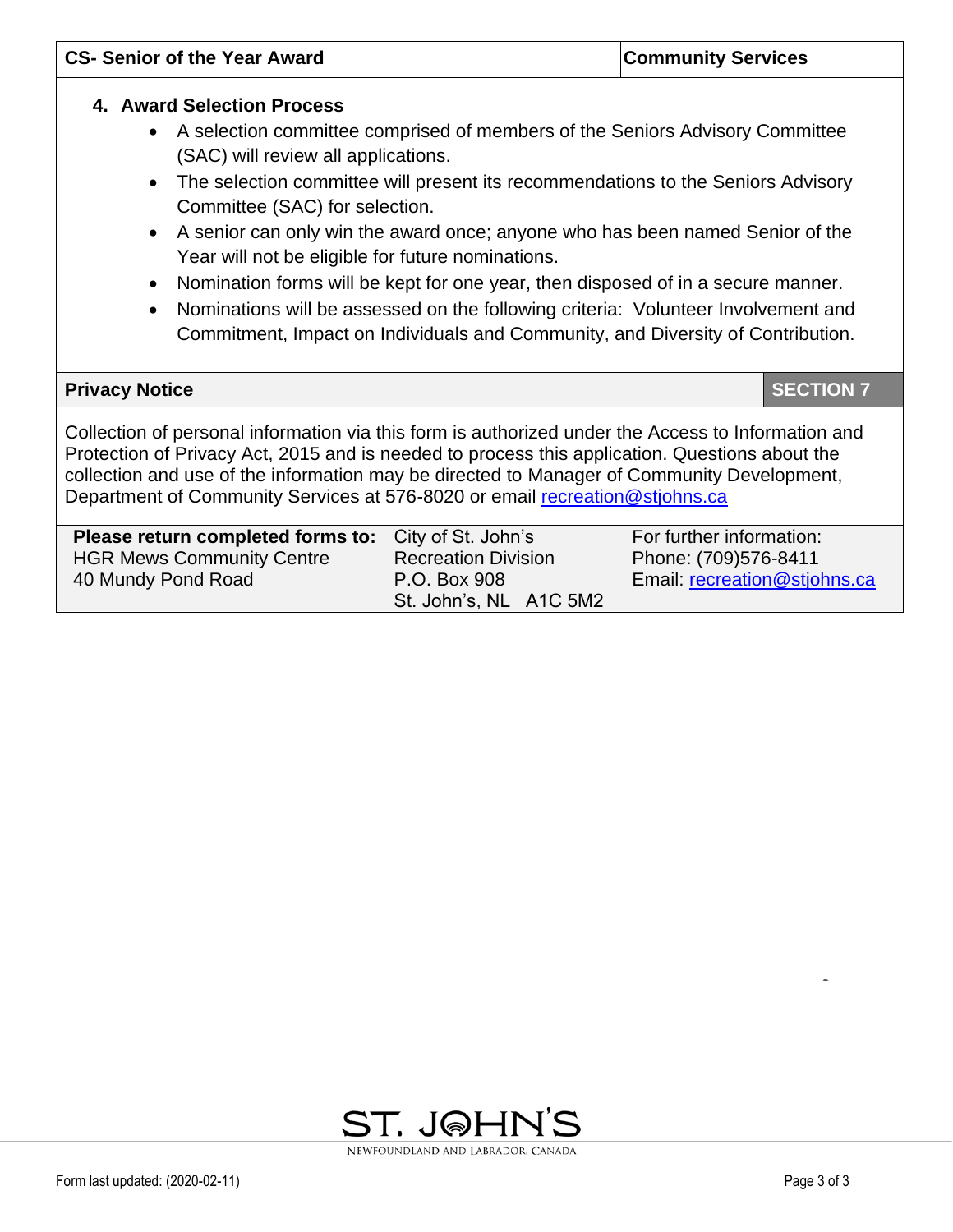| CS- Senior of the Year Award | Community Services |
| --- | --- |

### 4. Award Selection Process

- A selection committee comprised of members of the Seniors Advisory Committee (SAC) will review all applications.
- The selection committee will present its recommendations to the Seniors Advisory Committee (SAC) for selection.
- A senior can only win the award once; anyone who has been named Senior of the Year will not be eligible for future nominations.
- Nomination forms will be kept for one year, then disposed of in a secure manner.
- Nominations will be assessed on the following criteria: Volunteer Involvement and Commitment, Impact on Individuals and Community, and Diversity of Contribution.

## Privacy Notice — SECTION 7

Collection of personal information via this form is authorized under the Access to Information and Protection of Privacy Act, 2015 and is needed to process this application. Questions about the collection and use of the information may be directed to Manager of Community Development, Department of Community Services at 576-8020 or email recreation@stjohns.ca

| | | |
| --- | --- | --- |
| **Please return completed forms to:** <br> HGR Mews Community Centre <br> 40 Mundy Pond Road | City of St. John's <br> Recreation Division <br> P.O. Box 908 <br> St. John's, NL A1C 5M2 | For further information: <br> Phone: (709)576-8411 <br> Email: recreation@stjohns.ca |

ST. JOHN'S
NEWFOUNDLAND AND LABRADOR, CANADA

Form last updated: (2020-02-11)